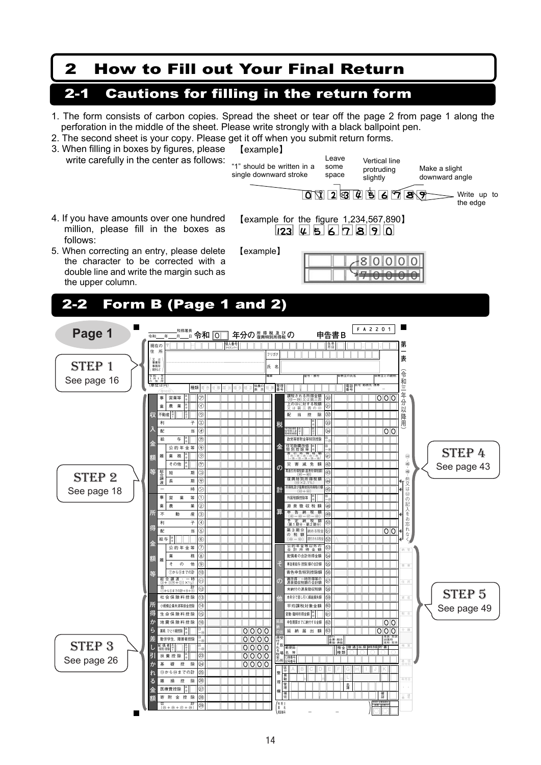# 2 How to Fill out Your Final Return

## 2-1 Cautions for filling in the return form

1. The form consists of carbon copies. Spread the sheet or tear off the page 2 from page 1 along the perforation in the middle of the sheet. Please write strongly with a black ballpoint pen.
2. The second sheet is your copy. Please get it off when you submit return forms.
3. When filling in boxes by figures, please write carefully in the center as follows:

【example】

"1" should be written in a single downward stroke / Leave some space / Vertical line protruding slightly / Make a slight downward angle / Write up to the edge

0 1 2 3 4 5 6 7 8 9

4. If you have amounts over one hundred million, please fill in the boxes as follows:

【example for the figure 1,234,567,890】

123 4 5 6 7 8 9 0

5. When correcting an entry, please delete the character to be corrected with a double line and write the margin such as the upper column.

【example】

8 0 0 0 0 (correction above) / 7 0 0 0 0 (deleted with double line)

## 2-2 Form B (Page 1 and 2)

**Page 1**

- **STEP 1** See page 16
- **STEP 2** See page 18
- **STEP 3** See page 26
- **STEP 4** See page 43
- **STEP 5** See page 49

令和 0 年分の所得税及び復興特別所得税の申告書B　F A 2 2 0 1　第一表（令和三年分以降用）

現在の住所 / 又は事業所事務所居所など / 令和 年1月1日の住所 / 個人番号 / 生年月日 / フリガナ / 氏名 / 職業 / 屋号・雅号 / 世帯主の氏名 / 世帯主との続柄 / 電話番号 自宅・勤務先・携帯

（単位は円）　種類 / 特農の表示 / 特損 / 整理番号

**収入金額等**

| | |
|---|---|
| 事業 営業等 | ㋐ |
| 事業 農業 | ㋑ |
| 不動産 | ㋒ |
| 利子 | ㋓ |
| 配当 | ㋔ |
| 給与 | ㋕ |
| 雑 公的年金等 | ㋖ |
| 雑 業務 | ㋗ |
| 雑 その他 | ㋘ |
| 総合譲渡 短期 | ㋙ |
| 総合譲渡 長期 | ㋚ |
| 一時 | ㋛ |

**所得金額等**

| | |
|---|---|
| 事業 営業等 | ① |
| 事業 農業 | ② |
| 不動産 | ③ |
| 利子 | ④ |
| 配当 | ⑤ |
| 給与 | ⑥ |
| 雑 公的年金等 | ⑦ |
| 雑 業務 | ⑧ |
| 雑 その他 | ⑨ |
| ⑦から⑨までの計 | ⑩ |
| 総合譲渡・一時 ㋙+{(㋚+㋛)×½} | ⑪ |
| 合計 (①から⑥までの計+⑩+⑪) | ⑫ |

**所得から差し引かれる金額**

| | |
|---|---|
| 社会保険料控除 | ⑬ |
| 小規模企業共済等掛金控除 | ⑭ |
| 生命保険料控除 | ⑮ |
| 地震保険料控除 | ⑯ |
| 寡婦、ひとり親控除 | ⑰〜⑱ 0000 |
| 勤労学生、障害者控除 | ⑲〜⑳ 0000 |
| 配偶者(特別)控除 | ㉑〜㉒ 0000 |
| 扶養控除 | ㉓ 0000 |
| 基礎控除 | ㉔ 0000 |
| ⑬から㉔までの計 | ㉕ |
| 雑損控除 | ㉖ |
| 医療費控除 | ㉗ |
| 寄附金控除 | ㉘ |
| 合計 (㉕+㉖+㉗+㉘) | ㉙ |

**税金の計算**

| | |
|---|---|
| 課税される所得金額 (⑫−㉙)又は第三表 | ㉚ 000 |
| 上の㉚に対する税額 又は第三表の㊽ | ㉛ |
| 配当控除 | ㉜ |
| | ㉝ |
| (特定増改築等)住宅借入金等特別控除 | ㉞ 00 |
| 政党等寄附金等特別控除 | ㉟〜㊲ |
| 住宅耐震改修特別控除等 | ㊳〜㊵ |
| 差引所得税額 | ㊶ |
| 災害減免額 | ㊷ |
| 再差引所得税額(基準所得税額) (㊶−㊷) | ㊸ |
| 復興特別所得税額 (㊸×2.1%) | ㊹ |
| 所得税及び復興特別所得税の額 (㊸+㊹) | ㊺ |
| 外国税額控除等 | ㊻〜㊼ |
| 源泉徴収税額 | ㊽ |
| 申告納税額 (㊺−㊻−㊼−㊽) | ㊾ |
| 予定納税額 (第1期分・第2期分) | ㊿ |
| 第3期分の税額 (㊾−㊿) 納める税金 | 51 00 |
| 第3期分の税額 (㊾−㊿) 還付される税金 | 52 △ |

㊹・㊻・㊽・㊿又は52の記入をお忘れなく

**その他**

| | |
|---|---|
| 公的年金等以外の合計所得金額 | 53 |
| 配偶者の合計所得金額 | 54 |
| 専従者給与(控除)額の合計額 | 55 |
| 青色申告特別控除額 | 56 |
| 雑所得・一時所得等の源泉徴収税額の合計額 | 57 |
| 未納付の源泉徴収税額 | 58 |
| 本年分で差し引く繰越損失額 | 59 |
| 平均課税対象金額 | 60 |
| 変動・臨時所得金額 | 61 |
| 申告期限までに納付する金額 | 62 00 |
| 延納届出額 | 63 000 |

還付される税金の受取場所：銀行・金庫・組合・農協・漁協 / 本店・支店・出張所・本所・支所 / 郵便局名等 / 預金種類 普通・当座・納税準備・貯蓄 / 口座番号・記号番号

整理欄：区分 A B C D E F G H I J K / 異動 / 管理 / 名簿 / 補完 / 確認

税理士署名・電話番号 / 税理士法書面提出 30条・33条の2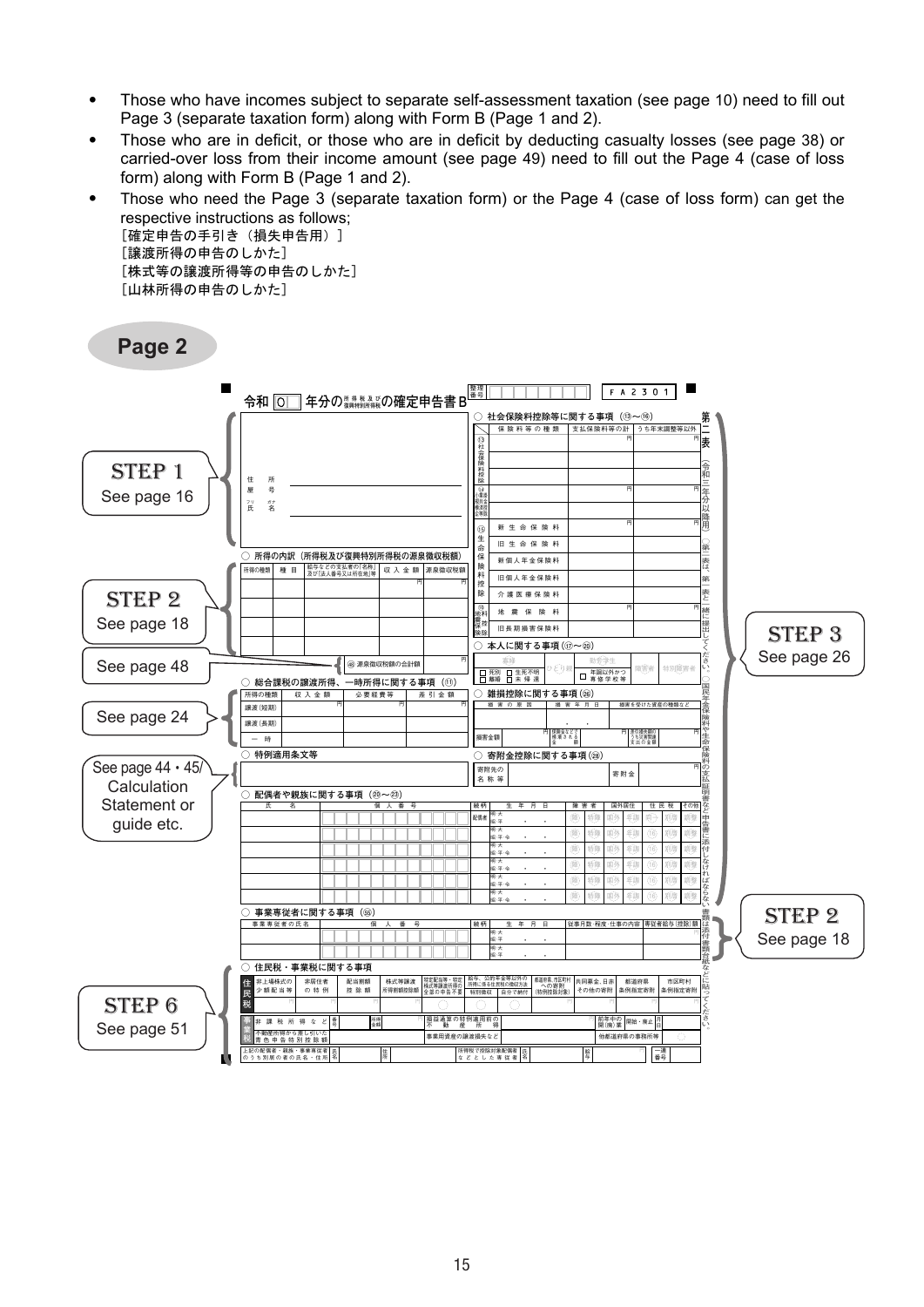- Those who have incomes subject to separate self-assessment taxation (see page 10) need to fill out Page 3 (separate taxation form) along with Form B (Page 1 and 2).
- Those who are in deficit, or those who are in deficit by deducting casualty losses (see page 38) or carried-over loss from their income amount (see page 49) need to fill out the Page 4 (case of loss form) along with Form B (Page 1 and 2).
- Those who need the Page 3 (separate taxation form) or the Page 4 (case of loss form) can get the respective instructions as follows;
  [確定申告の手引き（損失申告用）]
  [譲渡所得の申告のしかた]
  [株式等の譲渡所得等の申告のしかた]
  [山林所得の申告のしかた]

## Page 2

令和 [0] 年分の所得税及び復興特別所得税の確定申告書B

整理番号 　F A 2 3 0 1

第二表（令和三年分以降用）

STEP 1
See page 16

住所
屋号
フリガナ
氏名

STEP 2
See page 18

○ 所得の内訳（所得税及び復興特別所得税の源泉徴収税額）

| 所得の種類 | 種目 | 給与などの支払者の「名称」及び「法人番号又は所在地」等 | 収入金額 | 源泉徴収税額 |
|---|---|---|---|---|
| | | | 円 | 円 |

See page 48

㊽ 源泉徴収税額の合計額 円

See page 24

○ 総合課税の譲渡所得、一時所得に関する事項（⑪）

| 所得の種類 | 収入金額 | 必要経費等 | 差引金額 |
|---|---|---|---|
| 譲渡（短期） | 円 | 円 | 円 |
| 譲渡（長期） | | | |
| 一時 | | | |

See page 44・45/ Calculation Statement or guide etc.

○ 特例適用条文等

STEP 3
See page 26

○ 社会保険料控除等に関する事項（⑬～⑯）

| | 保険料等の種類 | 支払保険料等の計 | うち年末調整等以外 |
|---|---|---|---|
| ⑬社会保険料控除 | | 円 | 円 |
| ⑭小規模企業共済等掛金控除 | | 円 | 円 |
| ⑮生命保険料控除 | 新生命保険料 | 円 | 円 |
| | 旧生命保険料 | | |
| | 新個人年金保険料 | | |
| | 旧個人年金保険料 | | |
| | 介護医療保険料 | | |
| ⑯地震保険料控除 | 地震保険料 | 円 | 円 |
| | 旧長期損害保険料 | | |

○ 本人に関する事項（⑰～⑳）

□ 死別 □ 生死不明 □ 離婚 □ 未帰還　寡婦　ひとり親　□ 年調以外かつ専修学校等　勤労学生　障害者　特別障害者

○ 雑損控除に関する事項（㉖）

| 損害の原因 | 損害年月日 | 損害を受けた資産の種類など |
|---|---|---|
| | . . | |
| 損害金額 円 | 保険金などで補填される金額 円 | 差引損失額のうち災害関連支出の金額 円 |

○ 寄附金控除に関する事項（㉘）

寄附先の名称等　寄附金 円

○ 配偶者や親族に関する事項（⑳～㉓）

| 氏名 | 個人番号 | 続柄 | 生年月日 | 障害者 | 国外居住 | 住民税 | その他 |
|---|---|---|---|---|---|---|---|
| | | 配偶者 | 明・大・昭・平・令 . . | 障・特障 | 国外・年調 | 同上・16・別居 | 調整 |
| | | | 明・大・昭・平・令 . . | 障・特障 | 国外・年調 | 同上・16・別居 | 調整 |
| | | | 明・大・昭・平・令 . . | 障・特障 | 国外・年調 | 同上・16・別居 | 調整 |
| | | | 明・大・昭・平・令 . . | 障・特障 | 国外・年調 | 同上・16・別居 | 調整 |
| | | | 明・大・昭・平・令 . . | 障・特障 | 国外・年調 | 同上・16・別居 | 調整 |
| | | | 明・大・昭・平・令 . . | 障・特障 | 国外・年調 | 同上・16・別居 | 調整 |

STEP 2
See page 18

○ 事業専従者に関する事項（㊺）

| 事業専従者の氏名 | 個人番号 | 続柄 | 生年月日 | 従事月数・程度・仕事の内容 | 専従者給与（控除）額 |
|---|---|---|---|---|---|
| | | | 明・大・昭・平 . . | | |
| | | | 明・大・昭・平 . . | | |

STEP 6
See page 51

○ 住民税・事業税に関する事項

| 住民税 | 非上場株式の少額配当等 | 非居住者の特例 | 配当割額控除額 | 株式等譲渡所得割額控除額 | 特定配当等・特定株式等譲渡所得の全部の申告不要 | 給与、公的年金等以外の所得に係る住民税の徴収方法（特別徴収・自分で納付） | 都道府県、市区町村への寄附（特例控除対象） | 共同募金、日赤その他の寄附 | 都道府県条例指定寄附 | 市区町村条例指定寄附 |
|---|---|---|---|---|---|---|---|---|---|---|
| | 円 | 円 | 円 | 円 | ○ | ○ ○ | 円 | 円 | 円 | 円 |

事業税：非課税所得など（番号・所得金額）　損益通算の特例適用前の不動産所得　前年中の開（廃）業（開始・廃止 月日）　不動産所得から差し引いた青色申告特別控除額　事業用資産の譲渡損失など　他都道府県の事務所等

上記の配偶者・親族・事業専従者のうち別居の者の氏名・住所　氏名　住所　所得税で控除対象配偶者などとした専従者　氏名　給与 円　一連番号

第二表は、第一表と一緒に提出してください。○国民年金保険料や生命保険料の支払証明書など申告書に添付しなければならない書類は添付書類台紙などに貼ってください。